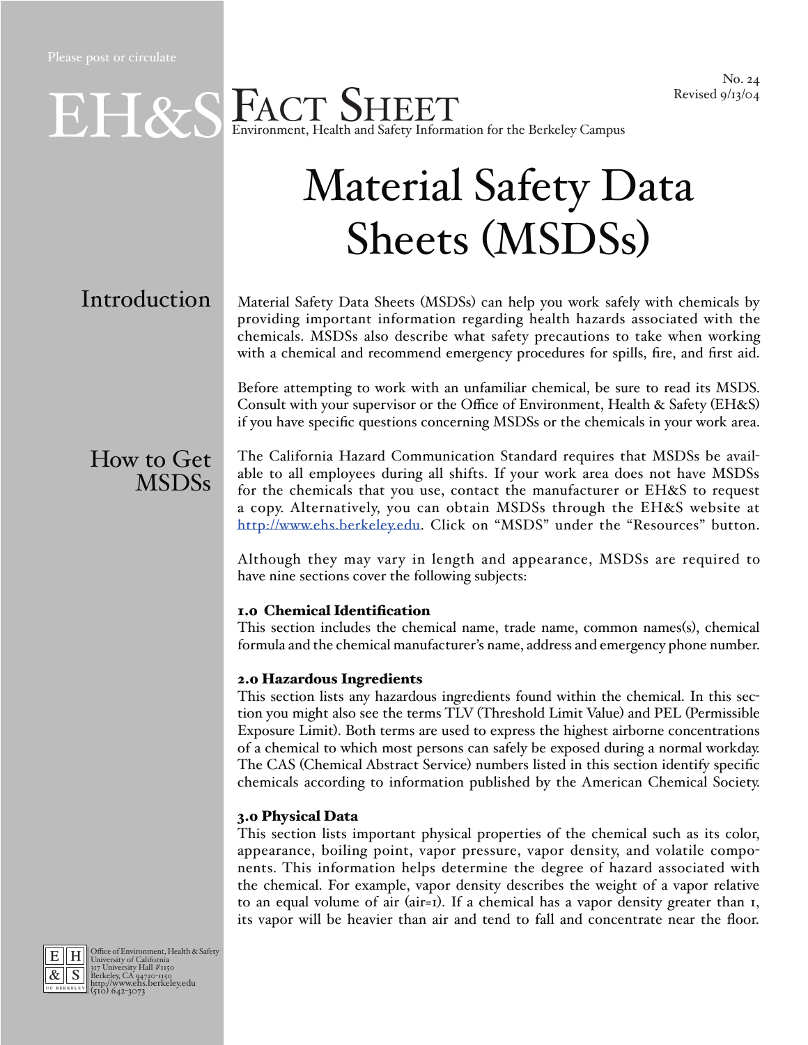Please post or circulate

No. 24
Revised 9/13/04

# EH&S FACT SHEET

Environment, Health and Safety Information for the Berkeley Campus

# Material Safety Data Sheets (MSDSs)

## Introduction

Material Safety Data Sheets (MSDSs) can help you work safely with chemicals by providing important information regarding health hazards associated with the chemicals. MSDSs also describe what safety precautions to take when working with a chemical and recommend emergency procedures for spills, fire, and first aid.

Before attempting to work with an unfamiliar chemical, be sure to read its MSDS. Consult with your supervisor or the Office of Environment, Health & Safety (EH&S) if you have specific questions concerning MSDSs or the chemicals in your work area.

## How to Get MSDSs

The California Hazard Communication Standard requires that MSDSs be available to all employees during all shifts. If your work area does not have MSDSs for the chemicals that you use, contact the manufacturer or EH&S to request a copy. Alternatively, you can obtain MSDSs through the EH&S website at [http://www.ehs.berkeley.edu](http://www.ehs.berkeley.edu). Click on "MSDS" under the "Resources" button.

Although they may vary in length and appearance, MSDSs are required to have nine sections cover the following subjects:

### 1.0 Chemical Identification

This section includes the chemical name, trade name, common names(s), chemical formula and the chemical manufacturer's name, address and emergency phone number.

### 2.0 Hazardous Ingredients

This section lists any hazardous ingredients found within the chemical. In this section you might also see the terms TLV (Threshold Limit Value) and PEL (Permissible Exposure Limit). Both terms are used to express the highest airborne concentrations of a chemical to which most persons can safely be exposed during a normal workday. The CAS (Chemical Abstract Service) numbers listed in this section identify specific chemicals according to information published by the American Chemical Society.

### 3.0 Physical Data

This section lists important physical properties of the chemical such as its color, appearance, boiling point, vapor pressure, vapor density, and volatile components. This information helps determine the degree of hazard associated with the chemical. For example, vapor density describes the weight of a vapor relative to an equal volume of air (air=1). If a chemical has a vapor density greater than 1, its vapor will be heavier than air and tend to fall and concentrate near the floor.

Office of Environment, Health & Safety
University of California
317 University Hall #1150
Berkeley, CA 94720-1150
http://www.ehs.berkeley.edu
(510) 642-3073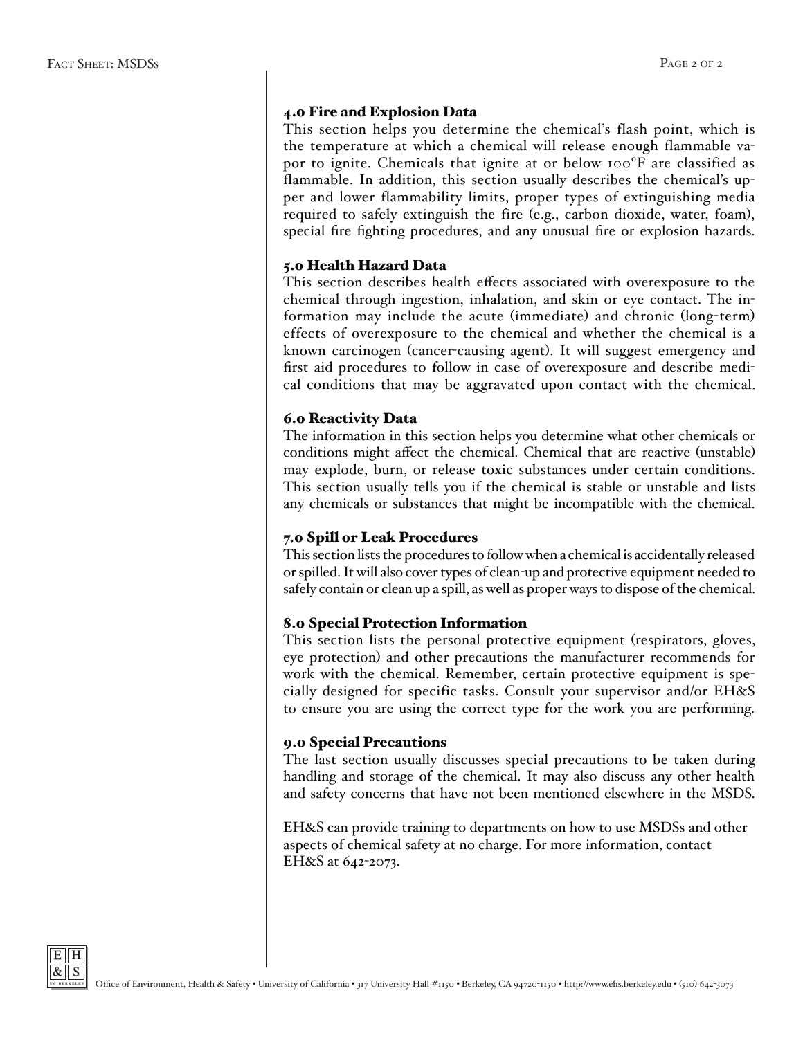### 4.0 Fire and Explosion Data

This section helps you determine the chemical's flash point, which is the temperature at which a chemical will release enough flammable vapor to ignite. Chemicals that ignite at or below 100°F are classified as flammable. In addition, this section usually describes the chemical's upper and lower flammability limits, proper types of extinguishing media required to safely extinguish the fire (e.g., carbon dioxide, water, foam), special fire fighting procedures, and any unusual fire or explosion hazards.

### 5.0 Health Hazard Data

This section describes health effects associated with overexposure to the chemical through ingestion, inhalation, and skin or eye contact. The information may include the acute (immediate) and chronic (long-term) effects of overexposure to the chemical and whether the chemical is a known carcinogen (cancer-causing agent). It will suggest emergency and first aid procedures to follow in case of overexposure and describe medical conditions that may be aggravated upon contact with the chemical.

### 6.0 Reactivity Data

The information in this section helps you determine what other chemicals or conditions might affect the chemical. Chemical that are reactive (unstable) may explode, burn, or release toxic substances under certain conditions. This section usually tells you if the chemical is stable or unstable and lists any chemicals or substances that might be incompatible with the chemical.

### 7.0 Spill or Leak Procedures

This section lists the procedures to follow when a chemical is accidentally released or spilled. It will also cover types of clean-up and protective equipment needed to safely contain or clean up a spill, as well as proper ways to dispose of the chemical.

### 8.0 Special Protection Information

This section lists the personal protective equipment (respirators, gloves, eye protection) and other precautions the manufacturer recommends for work with the chemical. Remember, certain protective equipment is specially designed for specific tasks. Consult your supervisor and/or EH&S to ensure you are using the correct type for the work you are performing.

### 9.0 Special Precautions

The last section usually discusses special precautions to be taken during handling and storage of the chemical. It may also discuss any other health and safety concerns that have not been mentioned elsewhere in the MSDS.

EH&S can provide training to departments on how to use MSDSs and other aspects of chemical safety at no charge. For more information, contact EH&S at 642-2073.

Office of Environment, Health & Safety • University of California • 317 University Hall #1150 • Berkeley, CA 94720-1150 • http://www.ehs.berkeley.edu • (510) 642-3073